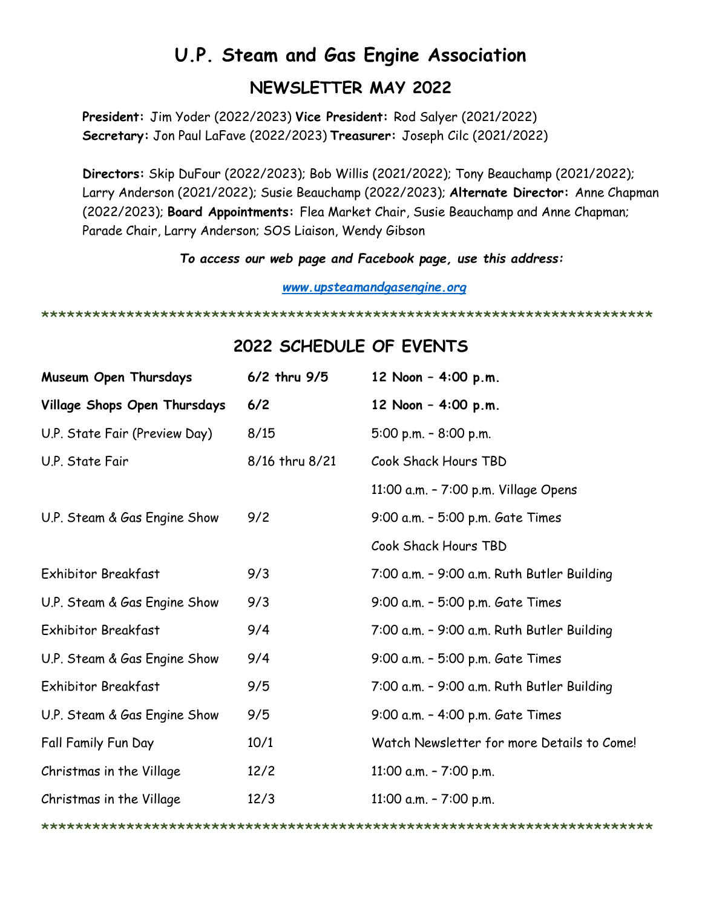# U.P. Steam and Gas Engine Association

## NEWSLETTER MAY 2022

**President:** Jim Yoder (2022/2023) **Vice President:** Rod Salyer (2021/2022) **Secretary:** Jon Paul LaFave (2022/2023) **Treasurer:** Joseph Cilc (2021/2022)

**Directors:** Skip DuFour (2022/2023); Bob Willis (2021/2022); Tony Beauchamp (2021/2022); Larry Anderson (2021/2022); Susie Beauchamp (2022/2023); **Alternate Director:** Anne Chapman (2022/2023); **Board Appointments:** Flea Market Chair, Susie Beauchamp and Anne Chapman; Parade Chair, Larry Anderson; SOS Liaison, Wendy Gibson

***To access our web page and Facebook page, use this address:***

***www.upsteamandgasengine.org***

*****************************************************************************

## 2022 SCHEDULE OF EVENTS

| | | |
|---|---|---|
| **Museum Open Thursdays** | **6/2 thru 9/5** | **12 Noon – 4:00 p.m.** |
| **Village Shops Open Thursdays** | **6/2** | **12 Noon – 4:00 p.m.** |
| U.P. State Fair (Preview Day) | 8/15 | 5:00 p.m. – 8:00 p.m. |
| U.P. State Fair | 8/16 thru 8/21 | Cook Shack Hours TBD |
| | | 11:00 a.m. – 7:00 p.m. Village Opens |
| U.P. Steam & Gas Engine Show | 9/2 | 9:00 a.m. – 5:00 p.m. Gate Times |
| | | Cook Shack Hours TBD |
| Exhibitor Breakfast | 9/3 | 7:00 a.m. – 9:00 a.m. Ruth Butler Building |
| U.P. Steam & Gas Engine Show | 9/3 | 9:00 a.m. – 5:00 p.m. Gate Times |
| Exhibitor Breakfast | 9/4 | 7:00 a.m. – 9:00 a.m. Ruth Butler Building |
| U.P. Steam & Gas Engine Show | 9/4 | 9:00 a.m. – 5:00 p.m. Gate Times |
| Exhibitor Breakfast | 9/5 | 7:00 a.m. – 9:00 a.m. Ruth Butler Building |
| U.P. Steam & Gas Engine Show | 9/5 | 9:00 a.m. – 4:00 p.m. Gate Times |
| Fall Family Fun Day | 10/1 | Watch Newsletter for more Details to Come! |
| Christmas in the Village | 12/2 | 11:00 a.m. – 7:00 p.m. |
| Christmas in the Village | 12/3 | 11:00 a.m. – 7:00 p.m. |

*****************************************************************************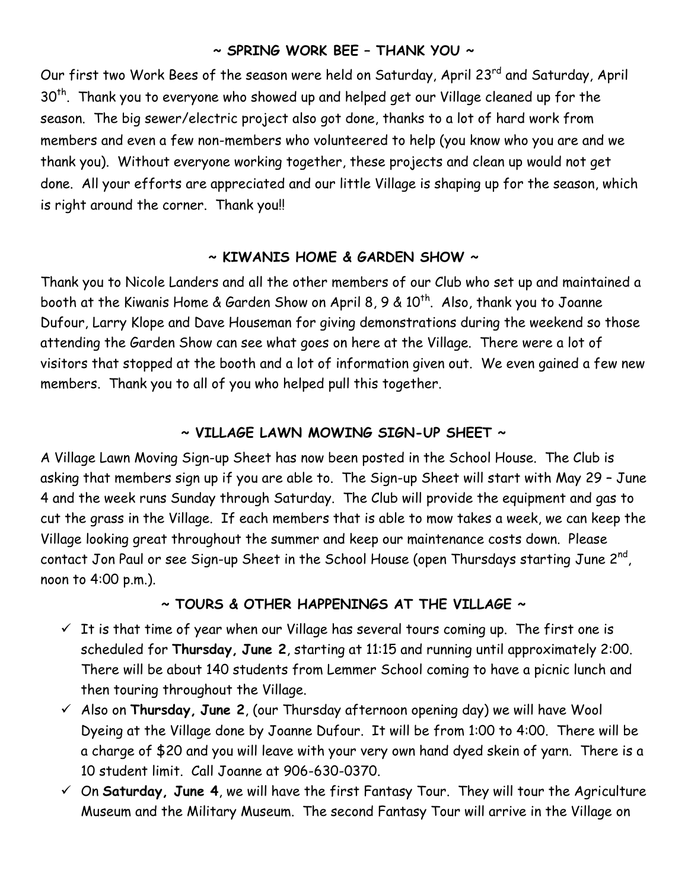## ~ SPRING WORK BEE – THANK YOU ~

Our first two Work Bees of the season were held on Saturday, April 23rd and Saturday, April 30th. Thank you to everyone who showed up and helped get our Village cleaned up for the season. The big sewer/electric project also got done, thanks to a lot of hard work from members and even a few non-members who volunteered to help (you know who you are and we thank you). Without everyone working together, these projects and clean up would not get done. All your efforts are appreciated and our little Village is shaping up for the season, which is right around the corner. Thank you!!

## ~ KIWANIS HOME & GARDEN SHOW ~

Thank you to Nicole Landers and all the other members of our Club who set up and maintained a booth at the Kiwanis Home & Garden Show on April 8, 9 & 10th. Also, thank you to Joanne Dufour, Larry Klope and Dave Houseman for giving demonstrations during the weekend so those attending the Garden Show can see what goes on here at the Village. There were a lot of visitors that stopped at the booth and a lot of information given out. We even gained a few new members. Thank you to all of you who helped pull this together.

## ~ VILLAGE LAWN MOWING SIGN-UP SHEET ~

A Village Lawn Moving Sign-up Sheet has now been posted in the School House. The Club is asking that members sign up if you are able to. The Sign-up Sheet will start with May 29 – June 4 and the week runs Sunday through Saturday. The Club will provide the equipment and gas to cut the grass in the Village. If each members that is able to mow takes a week, we can keep the Village looking great throughout the summer and keep our maintenance costs down. Please contact Jon Paul or see Sign-up Sheet in the School House (open Thursdays starting June 2nd, noon to 4:00 p.m.).

## ~ TOURS & OTHER HAPPENINGS AT THE VILLAGE ~

- ✓ It is that time of year when our Village has several tours coming up. The first one is scheduled for **Thursday, June 2**, starting at 11:15 and running until approximately 2:00. There will be about 140 students from Lemmer School coming to have a picnic lunch and then touring throughout the Village.
- ✓ Also on **Thursday, June 2**, (our Thursday afternoon opening day) we will have Wool Dyeing at the Village done by Joanne Dufour. It will be from 1:00 to 4:00. There will be a charge of $20 and you will leave with your very own hand dyed skein of yarn. There is a 10 student limit. Call Joanne at 906-630-0370.
- ✓ On **Saturday, June 4**, we will have the first Fantasy Tour. They will tour the Agriculture Museum and the Military Museum. The second Fantasy Tour will arrive in the Village on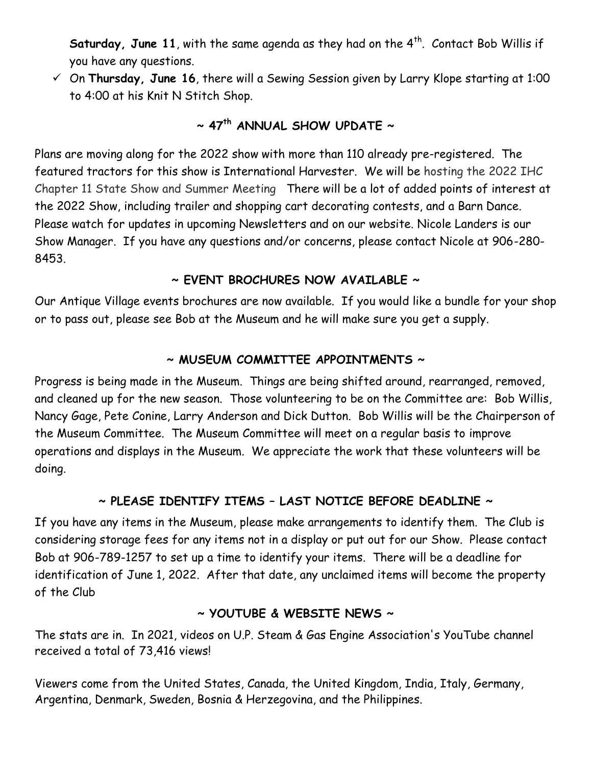**Saturday, June 11**, with the same agenda as they had on the 4th. Contact Bob Willis if you have any questions.

- ✓ On **Thursday, June 16**, there will a Sewing Session given by Larry Klope starting at 1:00 to 4:00 at his Knit N Stitch Shop.

## ~ 47th ANNUAL SHOW UPDATE ~

Plans are moving along for the 2022 show with more than 110 already pre-registered. The featured tractors for this show is International Harvester. We will be hosting the 2022 IHC Chapter 11 State Show and Summer Meeting There will be a lot of added points of interest at the 2022 Show, including trailer and shopping cart decorating contests, and a Barn Dance. Please watch for updates in upcoming Newsletters and on our website. Nicole Landers is our Show Manager. If you have any questions and/or concerns, please contact Nicole at 906-280-8453.

## ~ EVENT BROCHURES NOW AVAILABLE ~

Our Antique Village events brochures are now available. If you would like a bundle for your shop or to pass out, please see Bob at the Museum and he will make sure you get a supply.

## ~ MUSEUM COMMITTEE APPOINTMENTS ~

Progress is being made in the Museum. Things are being shifted around, rearranged, removed, and cleaned up for the new season. Those volunteering to be on the Committee are: Bob Willis, Nancy Gage, Pete Conine, Larry Anderson and Dick Dutton. Bob Willis will be the Chairperson of the Museum Committee. The Museum Committee will meet on a regular basis to improve operations and displays in the Museum. We appreciate the work that these volunteers will be doing.

## ~ PLEASE IDENTIFY ITEMS – LAST NOTICE BEFORE DEADLINE ~

If you have any items in the Museum, please make arrangements to identify them. The Club is considering storage fees for any items not in a display or put out for our Show. Please contact Bob at 906-789-1257 to set up a time to identify your items. There will be a deadline for identification of June 1, 2022. After that date, any unclaimed items will become the property of the Club

## ~ YOUTUBE & WEBSITE NEWS ~

The stats are in. In 2021, videos on U.P. Steam & Gas Engine Association's YouTube channel received a total of 73,416 views!

Viewers come from the United States, Canada, the United Kingdom, India, Italy, Germany, Argentina, Denmark, Sweden, Bosnia & Herzegovina, and the Philippines.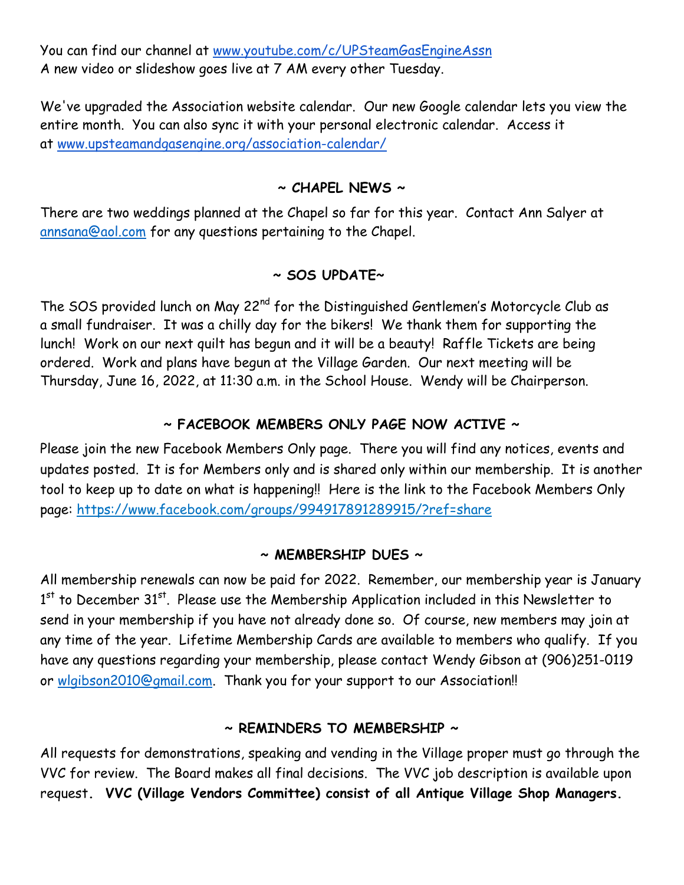You can find our channel at www.youtube.com/c/UPSteamGasEngineAssn
A new video or slideshow goes live at 7 AM every other Tuesday.

We've upgraded the Association website calendar. Our new Google calendar lets you view the entire month. You can also sync it with your personal electronic calendar. Access it at www.upsteamandgasengine.org/association-calendar/

## ~ CHAPEL NEWS ~

There are two weddings planned at the Chapel so far for this year. Contact Ann Salyer at annsana@aol.com for any questions pertaining to the Chapel.

## ~ SOS UPDATE~

The SOS provided lunch on May 22nd for the Distinguished Gentlemen's Motorcycle Club as a small fundraiser. It was a chilly day for the bikers! We thank them for supporting the lunch! Work on our next quilt has begun and it will be a beauty! Raffle Tickets are being ordered. Work and plans have begun at the Village Garden. Our next meeting will be Thursday, June 16, 2022, at 11:30 a.m. in the School House. Wendy will be Chairperson.

## ~ FACEBOOK MEMBERS ONLY PAGE NOW ACTIVE ~

Please join the new Facebook Members Only page. There you will find any notices, events and updates posted. It is for Members only and is shared only within our membership. It is another tool to keep up to date on what is happening!! Here is the link to the Facebook Members Only page: https://www.facebook.com/groups/994917891289915/?ref=share

## ~ MEMBERSHIP DUES ~

All membership renewals can now be paid for 2022. Remember, our membership year is January 1st to December 31st. Please use the Membership Application included in this Newsletter to send in your membership if you have not already done so. Of course, new members may join at any time of the year. Lifetime Membership Cards are available to members who qualify. If you have any questions regarding your membership, please contact Wendy Gibson at (906)251-0119 or wlgibson2010@gmail.com. Thank you for your support to our Association!!

## ~ REMINDERS TO MEMBERSHIP ~

All requests for demonstrations, speaking and vending in the Village proper must go through the VVC for review. The Board makes all final decisions. The VVC job description is available upon request. **VVC (Village Vendors Committee) consist of all Antique Village Shop Managers.**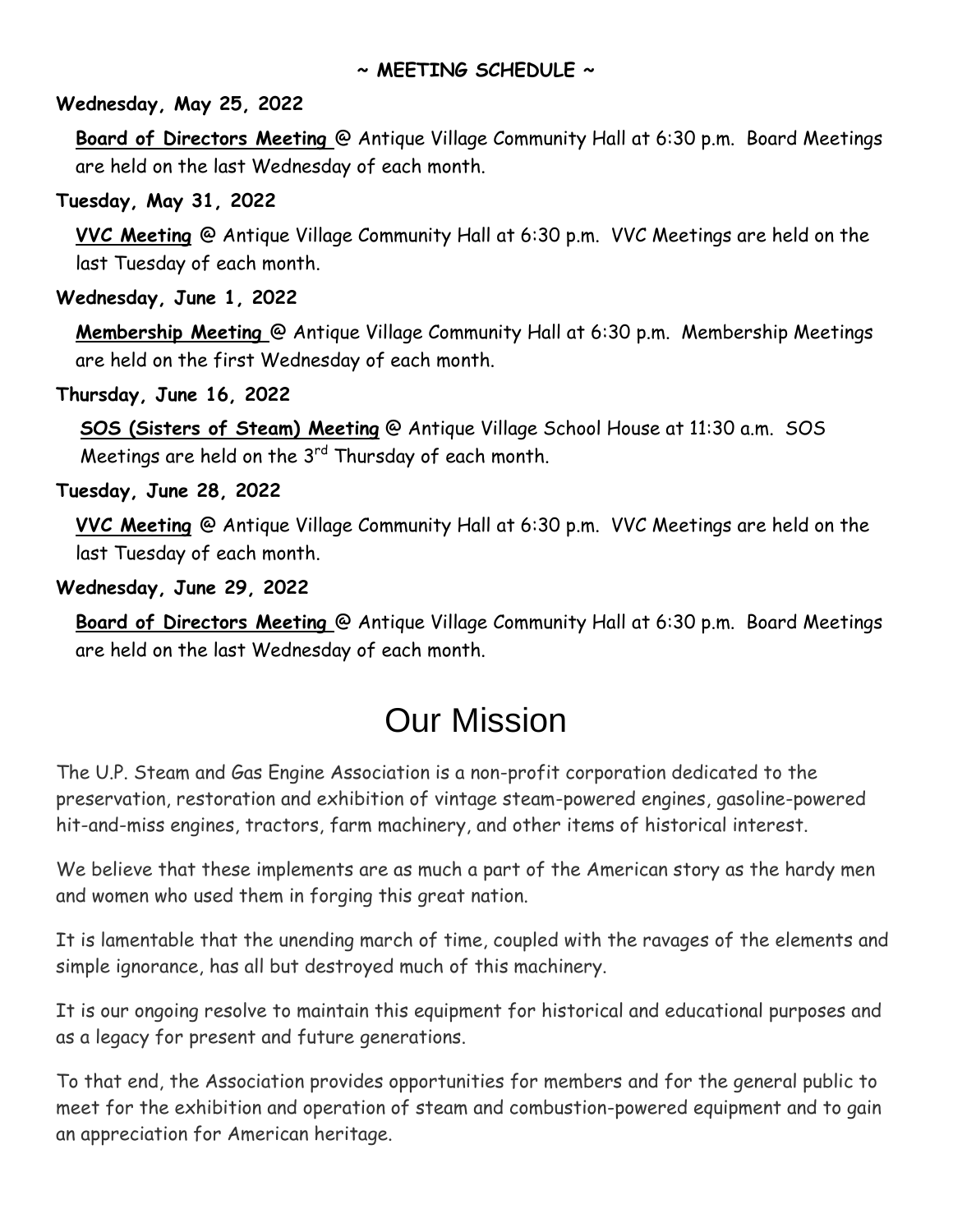**~ MEETING SCHEDULE ~**

**Wednesday, May 25, 2022**

**Board of Directors Meeting** @ Antique Village Community Hall at 6:30 p.m. Board Meetings are held on the last Wednesday of each month.

**Tuesday, May 31, 2022**

**VVC Meeting** @ Antique Village Community Hall at 6:30 p.m. VVC Meetings are held on the last Tuesday of each month.

**Wednesday, June 1, 2022**

**Membership Meeting** @ Antique Village Community Hall at 6:30 p.m. Membership Meetings are held on the first Wednesday of each month.

**Thursday, June 16, 2022**

**SOS (Sisters of Steam) Meeting** @ Antique Village School House at 11:30 a.m. SOS Meetings are held on the 3rd Thursday of each month.

**Tuesday, June 28, 2022**

**VVC Meeting** @ Antique Village Community Hall at 6:30 p.m. VVC Meetings are held on the last Tuesday of each month.

**Wednesday, June 29, 2022**

**Board of Directors Meeting** @ Antique Village Community Hall at 6:30 p.m. Board Meetings are held on the last Wednesday of each month.

# Our Mission

The U.P. Steam and Gas Engine Association is a non-profit corporation dedicated to the preservation, restoration and exhibition of vintage steam-powered engines, gasoline-powered hit-and-miss engines, tractors, farm machinery, and other items of historical interest.

We believe that these implements are as much a part of the American story as the hardy men and women who used them in forging this great nation.

It is lamentable that the unending march of time, coupled with the ravages of the elements and simple ignorance, has all but destroyed much of this machinery.

It is our ongoing resolve to maintain this equipment for historical and educational purposes and as a legacy for present and future generations.

To that end, the Association provides opportunities for members and for the general public to meet for the exhibition and operation of steam and combustion-powered equipment and to gain an appreciation for American heritage.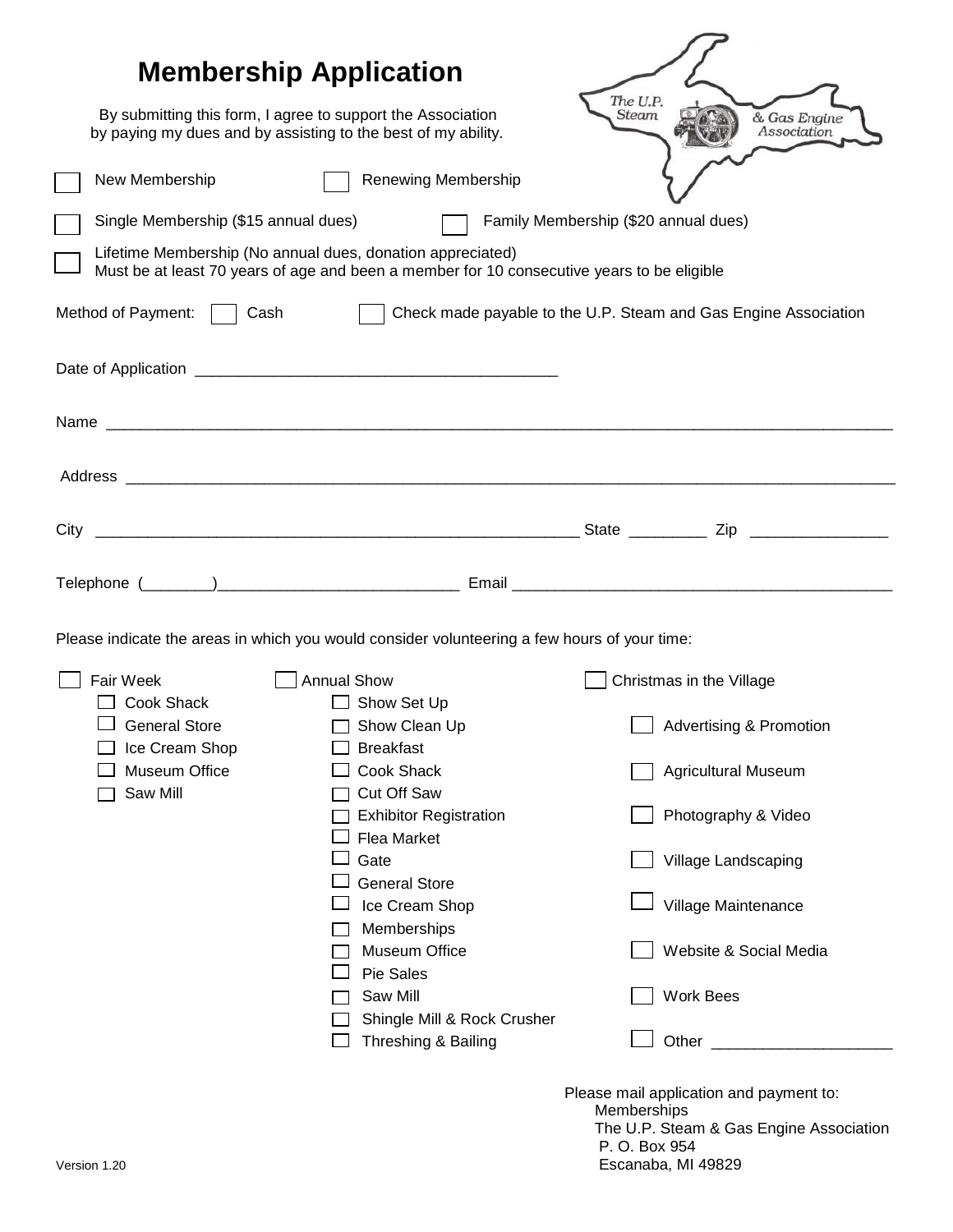# Membership Application

By submitting this form, I agree to support the Association by paying my dues and by assisting to the best of my ability.

The U.P. Steam & Gas Engine Association

☐ New Membership ☐ Renewing Membership

☐ Single Membership ($15 annual dues) ☐ Family Membership ($20 annual dues)

☐ Lifetime Membership (No annual dues, donation appreciated)
Must be at least 70 years of age and been a member for 10 consecutive years to be eligible

Method of Payment: ☐ Cash ☐ Check made payable to the U.P. Steam and Gas Engine Association

Date of Application ________________________________________

Name ________________________________________________________________________________

Address ______________________________________________________________________________

City _____________________________________________ State _________ Zip _______________

Telephone (________)___________________________ Email __________________________________________

Please indicate the areas in which you would consider volunteering a few hours of your time:

- ☐ Fair Week
  - ☐ Cook Shack
  - ☐ General Store
  - ☐ Ice Cream Shop
  - ☐ Museum Office
  - ☐ Saw Mill
- ☐ Annual Show
  - ☐ Show Set Up
  - ☐ Show Clean Up
  - ☐ Breakfast
  - ☐ Cook Shack
  - ☐ Cut Off Saw
  - ☐ Exhibitor Registration
  - ☐ Flea Market
  - ☐ Gate
  - ☐ General Store
  - ☐ Ice Cream Shop
  - ☐ Memberships
  - ☐ Museum Office
  - ☐ Pie Sales
  - ☐ Saw Mill
  - ☐ Shingle Mill & Rock Crusher
  - ☐ Threshing & Bailing
- ☐ Christmas in the Village
- ☐ Advertising & Promotion
- ☐ Agricultural Museum
- ☐ Photography & Video
- ☐ Village Landscaping
- ☐ Village Maintenance
- ☐ Website & Social Media
- ☐ Work Bees
- ☐ Other ____________________

Please mail application and payment to:
Memberships
The U.P. Steam & Gas Engine Association
P. O. Box 954
Escanaba, MI 49829

Version 1.20